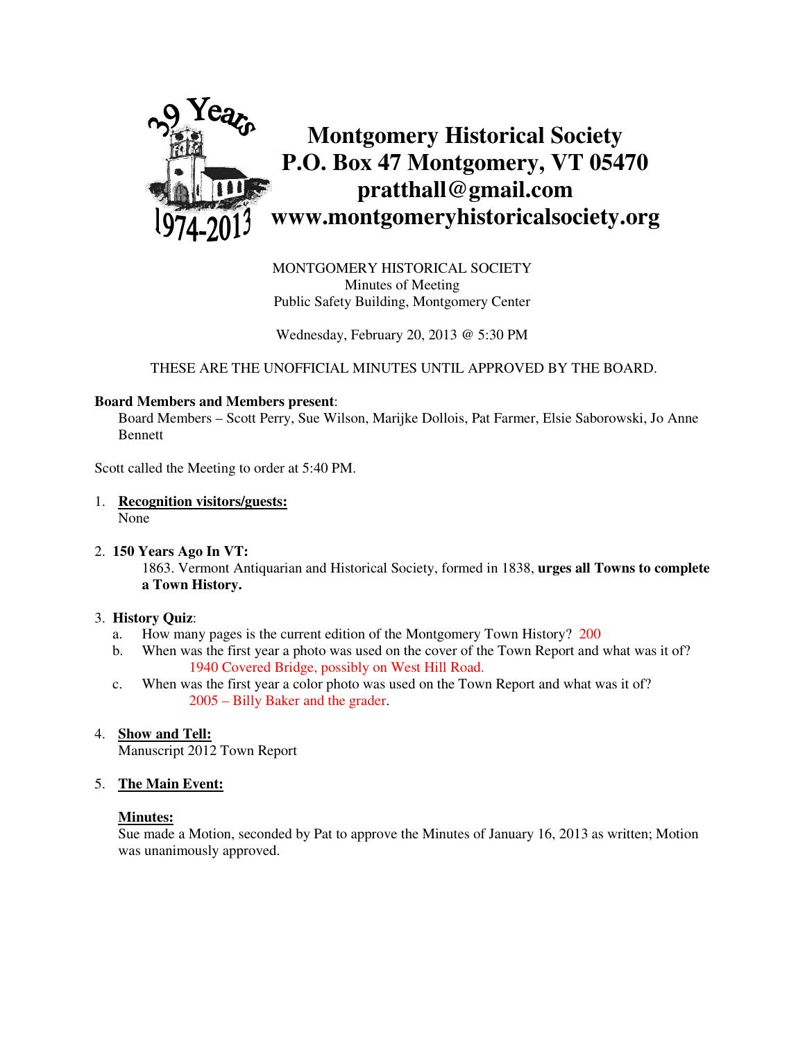# Montgomery Historical Society
# P.O. Box 47 Montgomery, VT 05470
# pratthall@gmail.com
# www.montgomeryhistoricalsociety.org

39 Years 1974-2013

MONTGOMERY HISTORICAL SOCIETY
Minutes of Meeting
Public Safety Building, Montgomery Center

Wednesday, February 20, 2013 @ 5:30 PM

THESE ARE THE UNOFFICIAL MINUTES UNTIL APPROVED BY THE BOARD.

**Board Members and Members present**:
Board Members – Scott Perry, Sue Wilson, Marijke Dollois, Pat Farmer, Elsie Saborowski, Jo Anne Bennett

Scott called the Meeting to order at 5:40 PM.

1. **Recognition visitors/guests:**
   None

2. **150 Years Ago In VT:**
   1863. Vermont Antiquarian and Historical Society, formed in 1838, **urges all Towns to complete a Town History.**

3. **History Quiz**:
   a. How many pages is the current edition of the Montgomery Town History? 200
   b. When was the first year a photo was used on the cover of the Town Report and what was it of? 1940 Covered Bridge, possibly on West Hill Road.
   c. When was the first year a color photo was used on the Town Report and what was it of? 2005 – Billy Baker and the grader.

4. **Show and Tell:**
   Manuscript 2012 Town Report

5. **The Main Event:**

   **Minutes:**
   Sue made a Motion, seconded by Pat to approve the Minutes of January 16, 2013 as written; Motion was unanimously approved.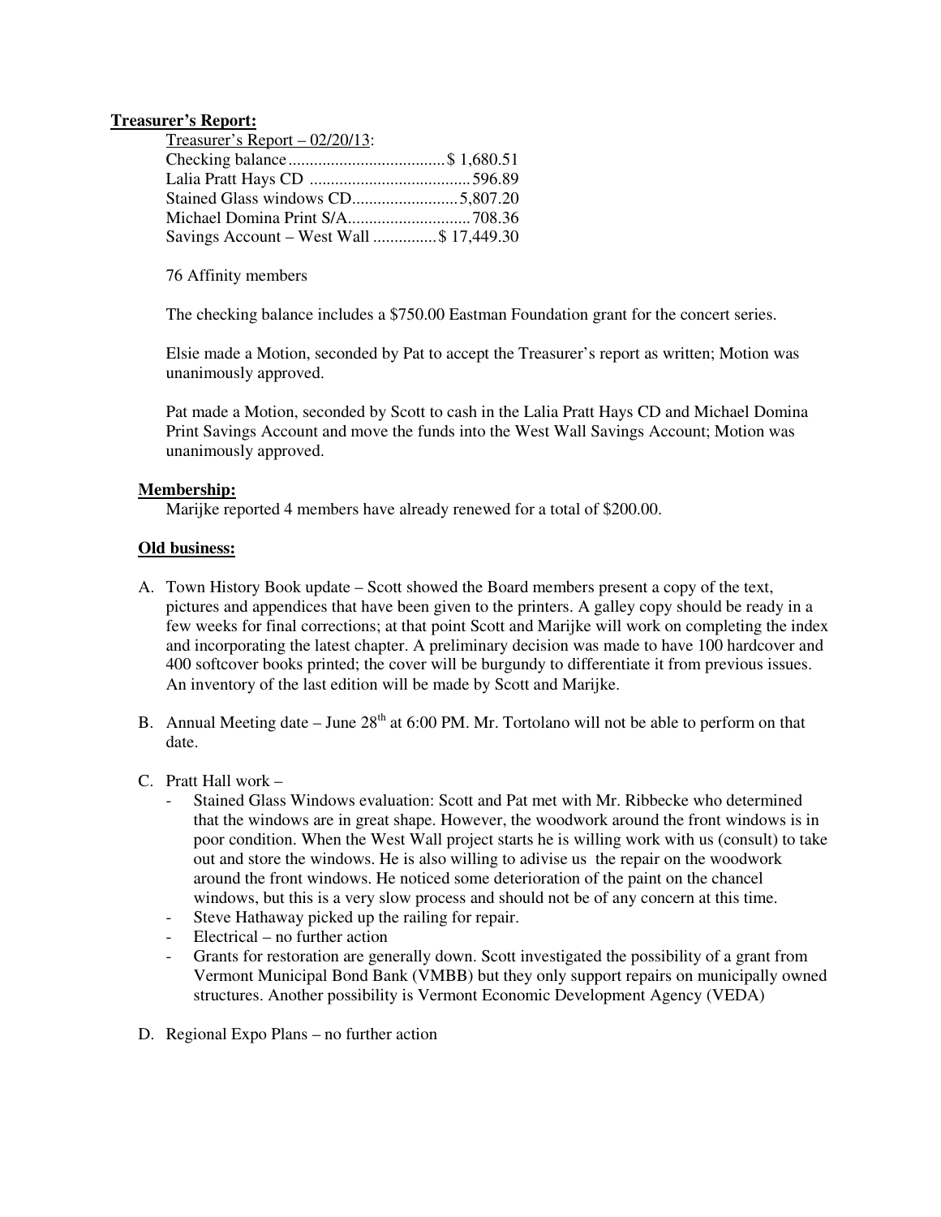**Treasurer's Report:**

Treasurer's Report – 02/20/13:

Checking balance.................................... $ 1,680.51
Lalia Pratt Hays CD ..................................... 596.89
Stained Glass windows CD......................... 5,807.20
Michael Domina Print S/A............................ 708.36
Savings Account – West Wall .............. $ 17,449.30

76 Affinity members

The checking balance includes a $750.00 Eastman Foundation grant for the concert series.

Elsie made a Motion, seconded by Pat to accept the Treasurer's report as written; Motion was unanimously approved.

Pat made a Motion, seconded by Scott to cash in the Lalia Pratt Hays CD and Michael Domina Print Savings Account and move the funds into the West Wall Savings Account; Motion was unanimously approved.

**Membership:**

Marijke reported 4 members have already renewed for a total of $200.00.

**Old business:**

A. Town History Book update – Scott showed the Board members present a copy of the text, pictures and appendices that have been given to the printers. A galley copy should be ready in a few weeks for final corrections; at that point Scott and Marijke will work on completing the index and incorporating the latest chapter. A preliminary decision was made to have 100 hardcover and 400 softcover books printed; the cover will be burgundy to differentiate it from previous issues. An inventory of the last edition will be made by Scott and Marijke.

B. Annual Meeting date – June 28th at 6:00 PM. Mr. Tortolano will not be able to perform on that date.

C. Pratt Hall work –
   - Stained Glass Windows evaluation: Scott and Pat met with Mr. Ribbecke who determined that the windows are in great shape. However, the woodwork around the front windows is in poor condition. When the West Wall project starts he is willing work with us (consult) to take out and store the windows. He is also willing to adivise us the repair on the woodwork around the front windows. He noticed some deterioration of the paint on the chancel windows, but this is a very slow process and should not be of any concern at this time.
   - Steve Hathaway picked up the railing for repair.
   - Electrical – no further action
   - Grants for restoration are generally down. Scott investigated the possibility of a grant from Vermont Municipal Bond Bank (VMBB) but they only support repairs on municipally owned structures. Another possibility is Vermont Economic Development Agency (VEDA)

D. Regional Expo Plans – no further action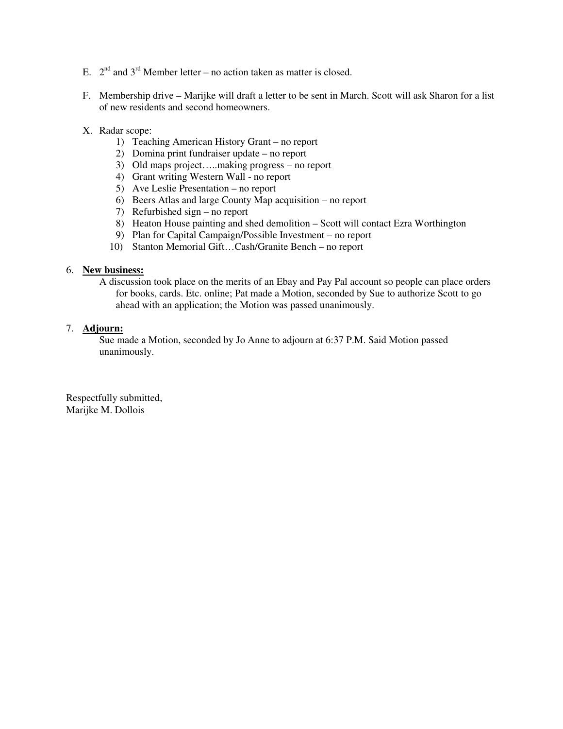E. 2nd and 3rd Member letter – no action taken as matter is closed.

F. Membership drive – Marijke will draft a letter to be sent in March. Scott will ask Sharon for a list of new residents and second homeowners.

X. Radar scope:

1) Teaching American History Grant – no report
2) Domina print fundraiser update – no report
3) Old maps project…..making progress – no report
4) Grant writing Western Wall - no report
5) Ave Leslie Presentation – no report
6) Beers Atlas and large County Map acquisition – no report
7) Refurbished sign – no report
8) Heaton House painting and shed demolition – Scott will contact Ezra Worthington
9) Plan for Capital Campaign/Possible Investment – no report
10) Stanton Memorial Gift…Cash/Granite Bench – no report

6. **New business:**

A discussion took place on the merits of an Ebay and Pay Pal account so people can place orders for books, cards. Etc. online; Pat made a Motion, seconded by Sue to authorize Scott to go ahead with an application; the Motion was passed unanimously.

7. **Adjourn:**

Sue made a Motion, seconded by Jo Anne to adjourn at 6:37 P.M. Said Motion passed unanimously.

Respectfully submitted,
Marijke M. Dollois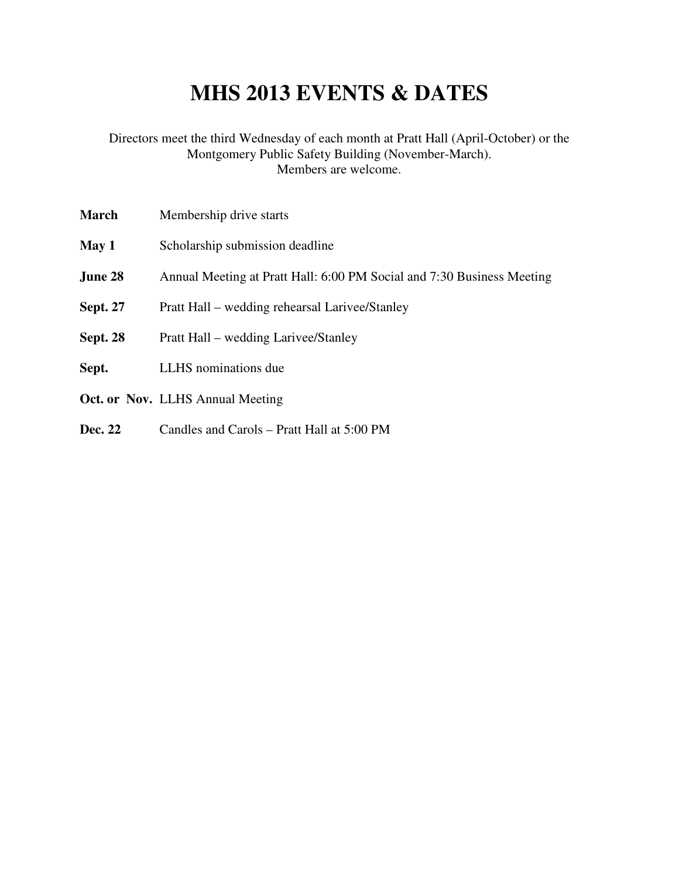# MHS 2013 EVENTS & DATES

Directors meet the third Wednesday of each month at Pratt Hall (April-October) or the Montgomery Public Safety Building (November-March).
Members are welcome.

| | |
|---|---|
| **March** | Membership drive starts |
| **May 1** | Scholarship submission deadline |
| **June 28** | Annual Meeting at Pratt Hall: 6:00 PM Social and 7:30 Business Meeting |
| **Sept. 27** | Pratt Hall – wedding rehearsal Larivee/Stanley |
| **Sept. 28** | Pratt Hall – wedding Larivee/Stanley |
| **Sept.** | LLHS nominations due |
| **Oct. or Nov.** | LLHS Annual Meeting |
| **Dec. 22** | Candles and Carols – Pratt Hall at 5:00 PM |